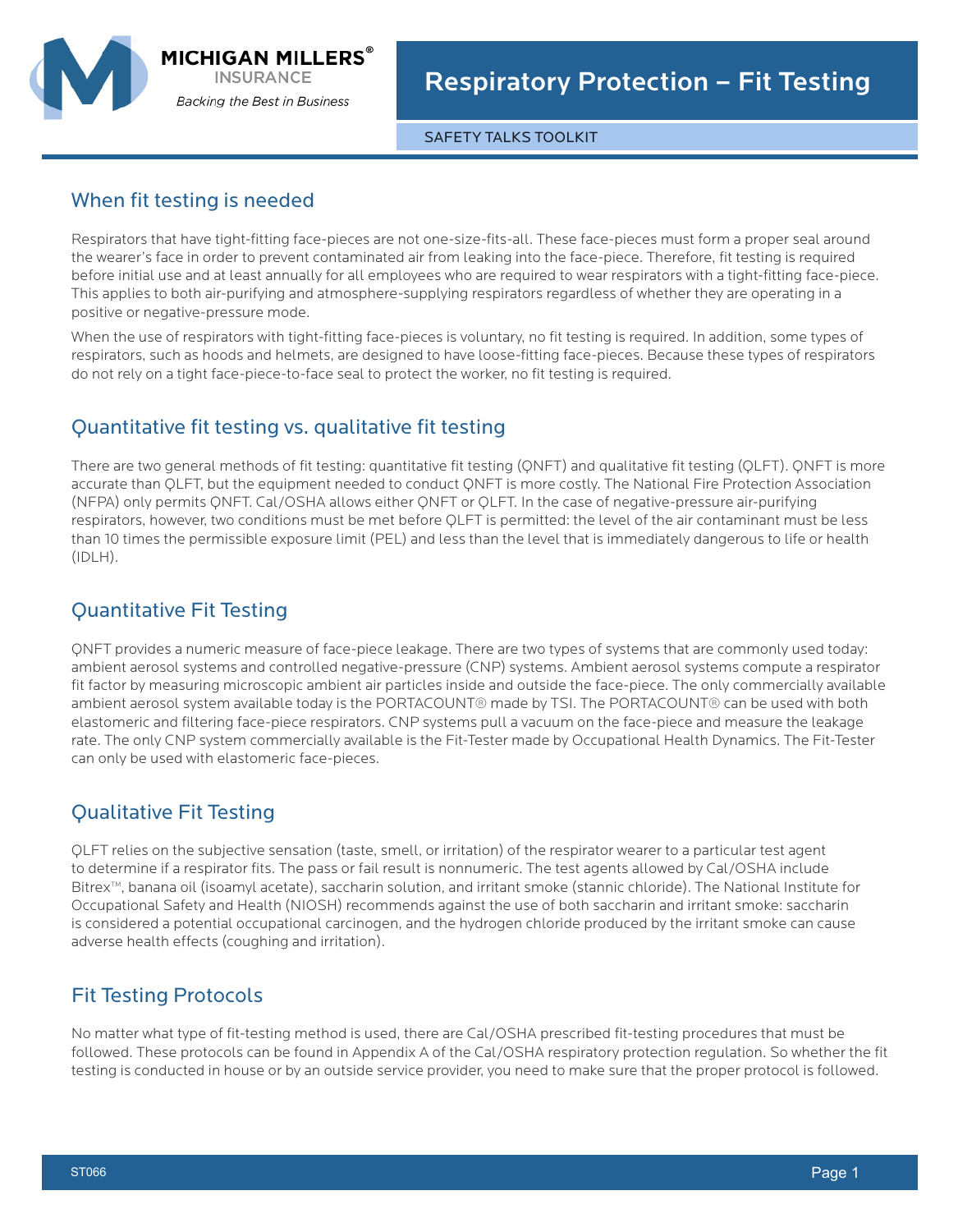MICHIGAN MILLERS® INSURANCE

*Backing the Best in Business*

# Respiratory Protection – Fit Testing

SAFETY TALKS TOOLKIT

## When fit testing is needed

Respirators that have tight-fitting face-pieces are not one-size-fits-all. These face-pieces must form a proper seal around the wearer's face in order to prevent contaminated air from leaking into the face-piece. Therefore, fit testing is required before initial use and at least annually for all employees who are required to wear respirators with a tight-fitting face-piece. This applies to both air-purifying and atmosphere-supplying respirators regardless of whether they are operating in a positive or negative-pressure mode.

When the use of respirators with tight-fitting face-pieces is voluntary, no fit testing is required. In addition, some types of respirators, such as hoods and helmets, are designed to have loose-fitting face-pieces. Because these types of respirators do not rely on a tight face-piece-to-face seal to protect the worker, no fit testing is required.

## Quantitative fit testing vs. qualitative fit testing

There are two general methods of fit testing: quantitative fit testing (QNFT) and qualitative fit testing (QLFT). QNFT is more accurate than QLFT, but the equipment needed to conduct QNFT is more costly. The National Fire Protection Association (NFPA) only permits QNFT. Cal/OSHA allows either QNFT or QLFT. In the case of negative-pressure air-purifying respirators, however, two conditions must be met before QLFT is permitted: the level of the air contaminant must be less than 10 times the permissible exposure limit (PEL) and less than the level that is immediately dangerous to life or health (IDLH).

## Quantitative Fit Testing

QNFT provides a numeric measure of face-piece leakage. There are two types of systems that are commonly used today: ambient aerosol systems and controlled negative-pressure (CNP) systems. Ambient aerosol systems compute a respirator fit factor by measuring microscopic ambient air particles inside and outside the face-piece. The only commercially available ambient aerosol system available today is the PORTACOUNT® made by TSI. The PORTACOUNT® can be used with both elastomeric and filtering face-piece respirators. CNP systems pull a vacuum on the face-piece and measure the leakage rate. The only CNP system commercially available is the Fit-Tester made by Occupational Health Dynamics. The Fit-Tester can only be used with elastomeric face-pieces.

## Qualitative Fit Testing

QLFT relies on the subjective sensation (taste, smell, or irritation) of the respirator wearer to a particular test agent to determine if a respirator fits. The pass or fail result is nonnumeric. The test agents allowed by Cal/OSHA include Bitrex™, banana oil (isoamyl acetate), saccharin solution, and irritant smoke (stannic chloride). The National Institute for Occupational Safety and Health (NIOSH) recommends against the use of both saccharin and irritant smoke: saccharin is considered a potential occupational carcinogen, and the hydrogen chloride produced by the irritant smoke can cause adverse health effects (coughing and irritation).

## Fit Testing Protocols

No matter what type of fit-testing method is used, there are Cal/OSHA prescribed fit-testing procedures that must be followed. These protocols can be found in Appendix A of the Cal/OSHA respiratory protection regulation. So whether the fit testing is conducted in house or by an outside service provider, you need to make sure that the proper protocol is followed.

ST066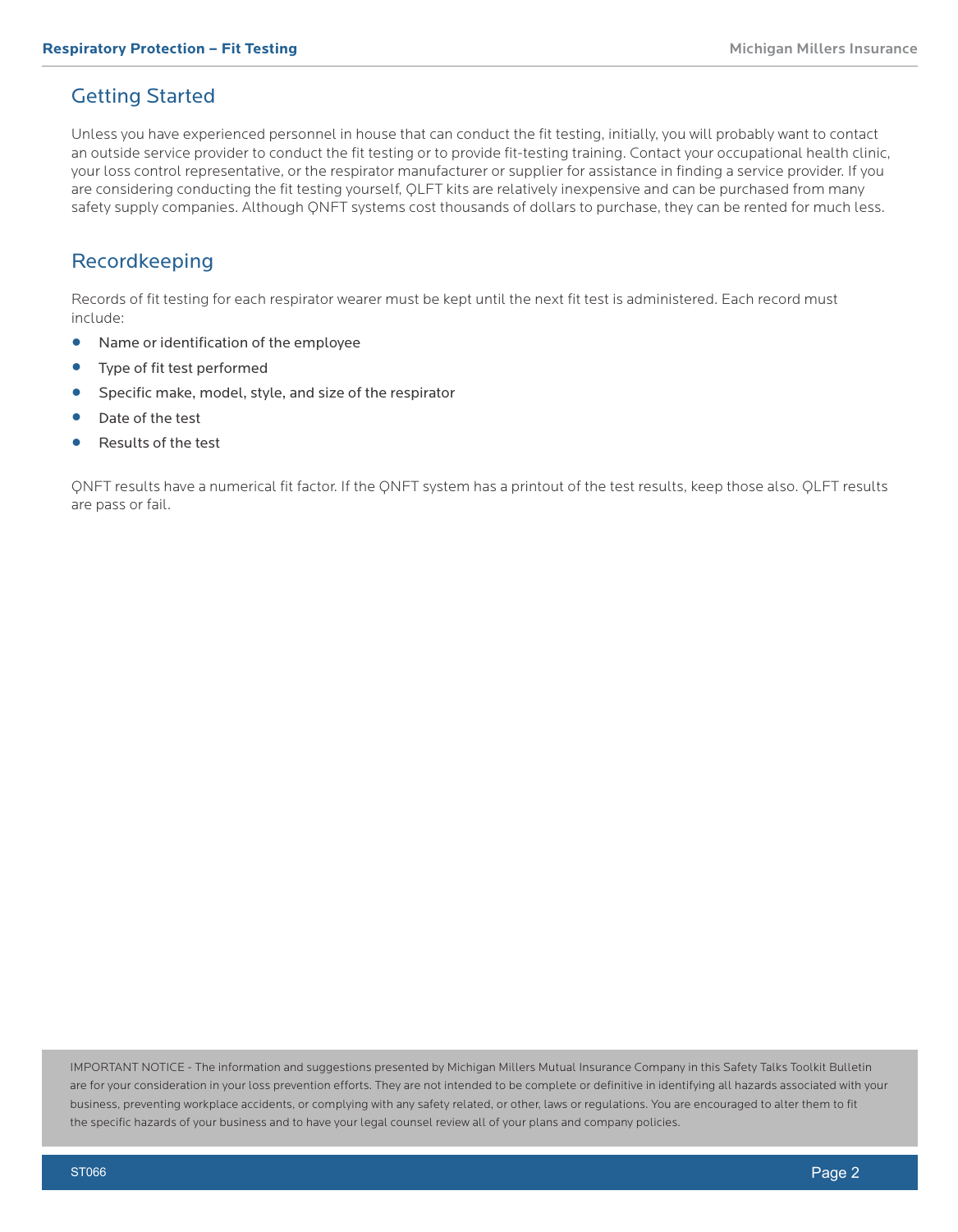## Getting Started

Unless you have experienced personnel in house that can conduct the fit testing, initially, you will probably want to contact an outside service provider to conduct the fit testing or to provide fit-testing training. Contact your occupational health clinic, your loss control representative, or the respirator manufacturer or supplier for assistance in finding a service provider. If you are considering conducting the fit testing yourself, QLFT kits are relatively inexpensive and can be purchased from many safety supply companies. Although QNFT systems cost thousands of dollars to purchase, they can be rented for much less.

## Recordkeeping

Records of fit testing for each respirator wearer must be kept until the next fit test is administered. Each record must include:

- Name or identification of the employee
- Type of fit test performed
- Specific make, model, style, and size of the respirator
- Date of the test
- Results of the test

QNFT results have a numerical fit factor. If the QNFT system has a printout of the test results, keep those also. QLFT results are pass or fail.

IMPORTANT NOTICE - The information and suggestions presented by Michigan Millers Mutual Insurance Company in this Safety Talks Toolkit Bulletin are for your consideration in your loss prevention efforts. They are not intended to be complete or definitive in identifying all hazards associated with your business, preventing workplace accidents, or complying with any safety related, or other, laws or regulations. You are encouraged to alter them to fit the specific hazards of your business and to have your legal counsel review all of your plans and company policies.

ST066